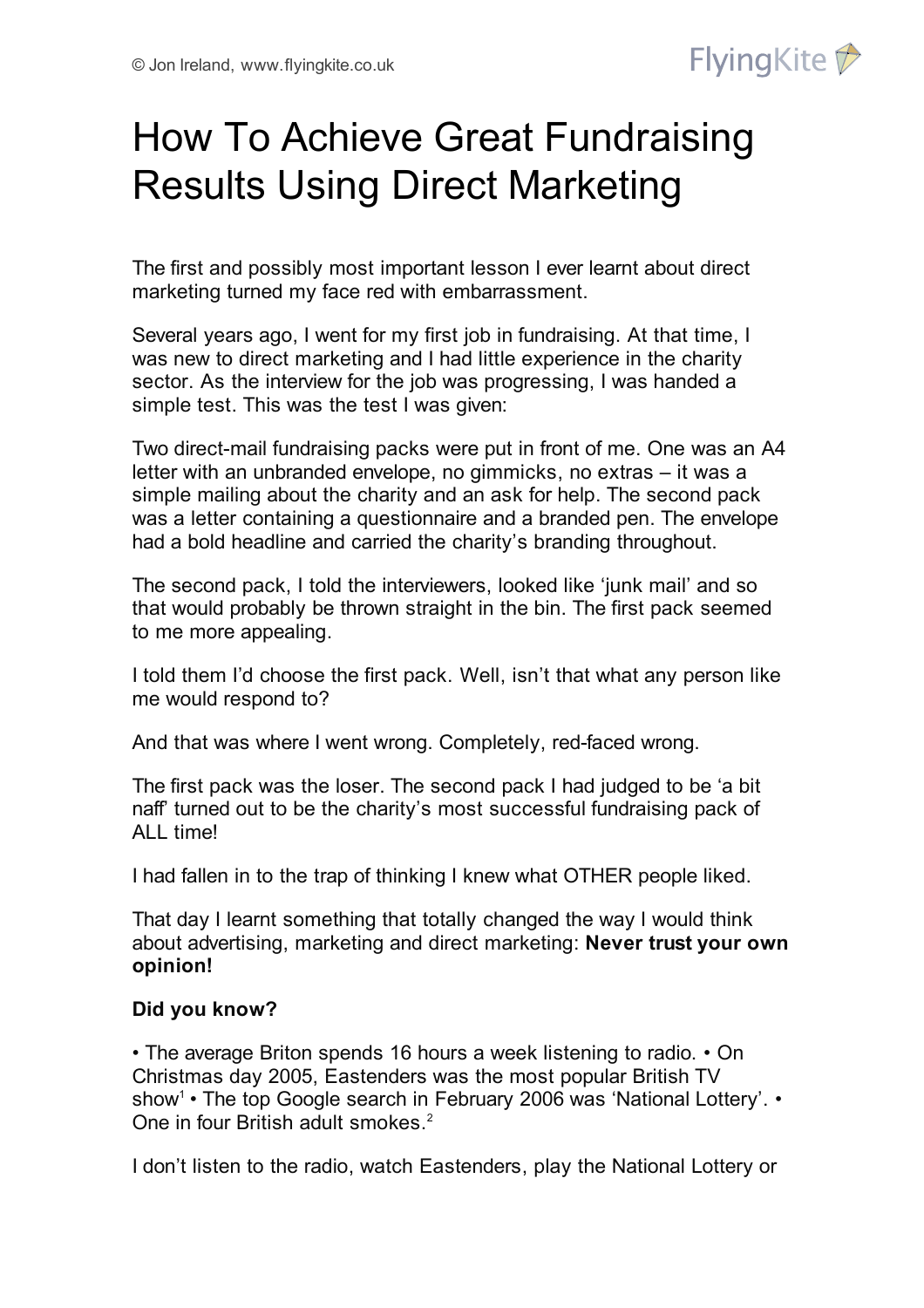# How To Achieve Great Fundraising Results Using Direct Marketing

The first and possibly most important lesson I ever learnt about direct marketing turned my face red with embarrassment.

Several years ago, I went for my first job in fundraising. At that time, I was new to direct marketing and I had little experience in the charity sector. As the interview for the job was progressing, I was handed a simple test. This was the test I was given:

Two direct-mail fundraising packs were put in front of me. One was an A4 letter with an unbranded envelope, no gimmicks, no extras – it was a simple mailing about the charity and an ask for help. The second pack was a letter containing a questionnaire and a branded pen. The envelope had a bold headline and carried the charity's branding throughout.

The second pack, I told the interviewers, looked like 'junk mail' and so that would probably be thrown straight in the bin. The first pack seemed to me more appealing.

I told them I'd choose the first pack. Well, isn't that what any person like me would respond to?

And that was where I went wrong. Completely, red-faced wrong.

The first pack was the loser. The second pack I had judged to be 'a bit naff' turned out to be the charity's most successful fundraising pack of ALL time!

I had fallen in to the trap of thinking I knew what OTHER people liked.

That day I learnt something that totally changed the way I would think about advertising, marketing and direct marketing: **Never trust your own opinion!**

**Did you know?**

• The average Briton spends 16 hours a week listening to radio. • On Christmas day 2005, Eastenders was the most popular British TV show[1] • The top Google search in February 2006 was 'National Lottery'. • One in four British adult smokes.[2]

I don't listen to the radio, watch Eastenders, play the National Lottery or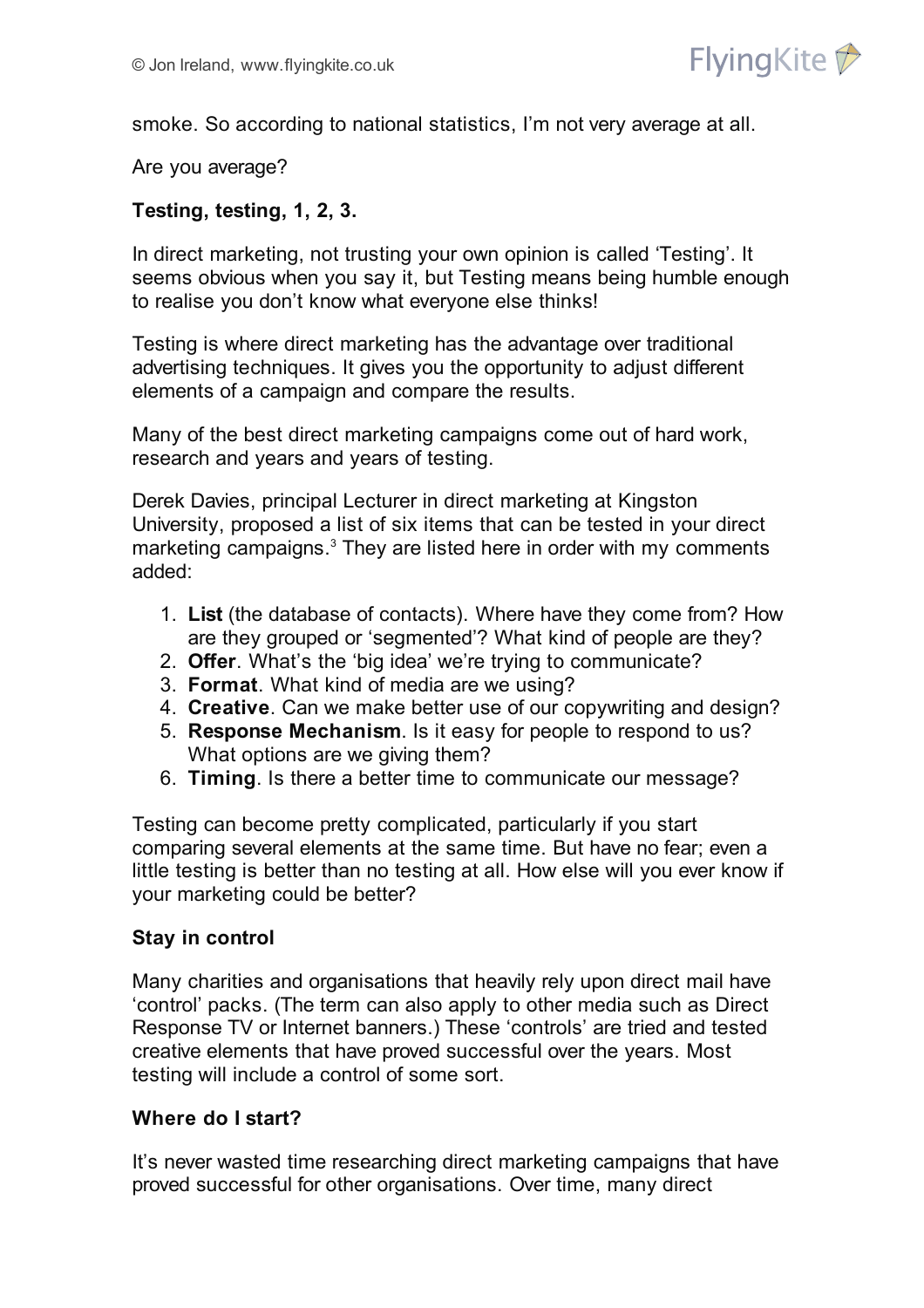smoke. So according to national statistics, I'm not very average at all.

Are you average?

**Testing, testing, 1, 2, 3.**

In direct marketing, not trusting your own opinion is called 'Testing'. It seems obvious when you say it, but Testing means being humble enough to realise you don't know what everyone else thinks!

Testing is where direct marketing has the advantage over traditional advertising techniques. It gives you the opportunity to adjust different elements of a campaign and compare the results.

Many of the best direct marketing campaigns come out of hard work, research and years and years of testing.

Derek Davies, principal Lecturer in direct marketing at Kingston University, proposed a list of six items that can be tested in your direct marketing campaigns.[3] They are listed here in order with my comments added:

1. **List** (the database of contacts). Where have they come from? How are they grouped or 'segmented'? What kind of people are they?
2. **Offer**. What's the 'big idea' we're trying to communicate?
3. **Format**. What kind of media are we using?
4. **Creative**. Can we make better use of our copywriting and design?
5. **Response Mechanism**. Is it easy for people to respond to us? What options are we giving them?
6. **Timing**. Is there a better time to communicate our message?

Testing can become pretty complicated, particularly if you start comparing several elements at the same time. But have no fear; even a little testing is better than no testing at all. How else will you ever know if your marketing could be better?

**Stay in control**

Many charities and organisations that heavily rely upon direct mail have 'control' packs. (The term can also apply to other media such as Direct Response TV or Internet banners.) These 'controls' are tried and tested creative elements that have proved successful over the years. Most testing will include a control of some sort.

**Where do I start?**

It's never wasted time researching direct marketing campaigns that have proved successful for other organisations. Over time, many direct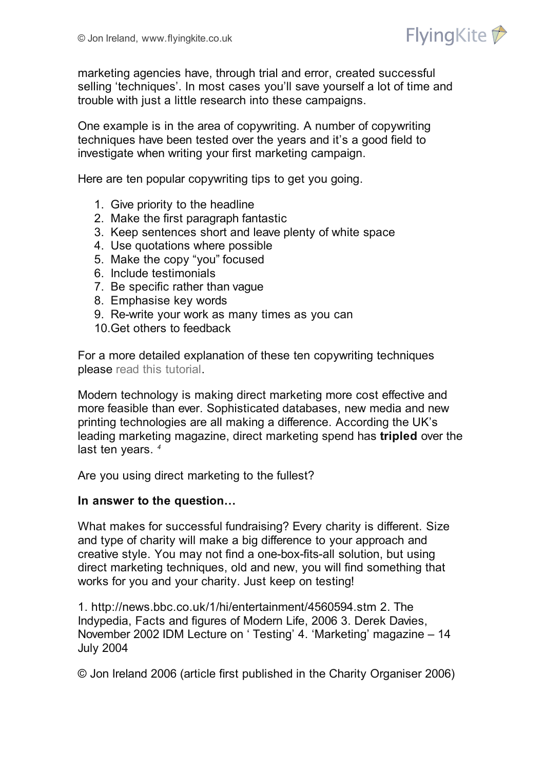marketing agencies have, through trial and error, created successful selling 'techniques'. In most cases you'll save yourself a lot of time and trouble with just a little research into these campaigns.

One example is in the area of copywriting. A number of copywriting techniques have been tested over the years and it's a good field to investigate when writing your first marketing campaign.

Here are ten popular copywriting tips to get you going.

1. Give priority to the headline
2. Make the first paragraph fantastic
3. Keep sentences short and leave plenty of white space
4. Use quotations where possible
5. Make the copy "you" focused
6. Include testimonials
7. Be specific rather than vague
8. Emphasise key words
9. Re-write your work as many times as you can
10. Get others to feedback

For a more detailed explanation of these ten copywriting techniques please read this tutorial.

Modern technology is making direct marketing more cost effective and more feasible than ever. Sophisticated databases, new media and new printing technologies are all making a difference. According the UK's leading marketing magazine, direct marketing spend has **tripled** over the last ten years. [4]

Are you using direct marketing to the fullest?

**In answer to the question…**

What makes for successful fundraising? Every charity is different. Size and type of charity will make a big difference to your approach and creative style. You may not find a one-box-fits-all solution, but using direct marketing techniques, old and new, you will find something that works for you and your charity. Just keep on testing!

1. http://news.bbc.co.uk/1/hi/entertainment/4560594.stm 2. The Indypedia, Facts and figures of Modern Life, 2006 3. Derek Davies, November 2002 IDM Lecture on ' Testing' 4. 'Marketing' magazine – 14 July 2004

© Jon Ireland 2006 (article first published in the Charity Organiser 2006)